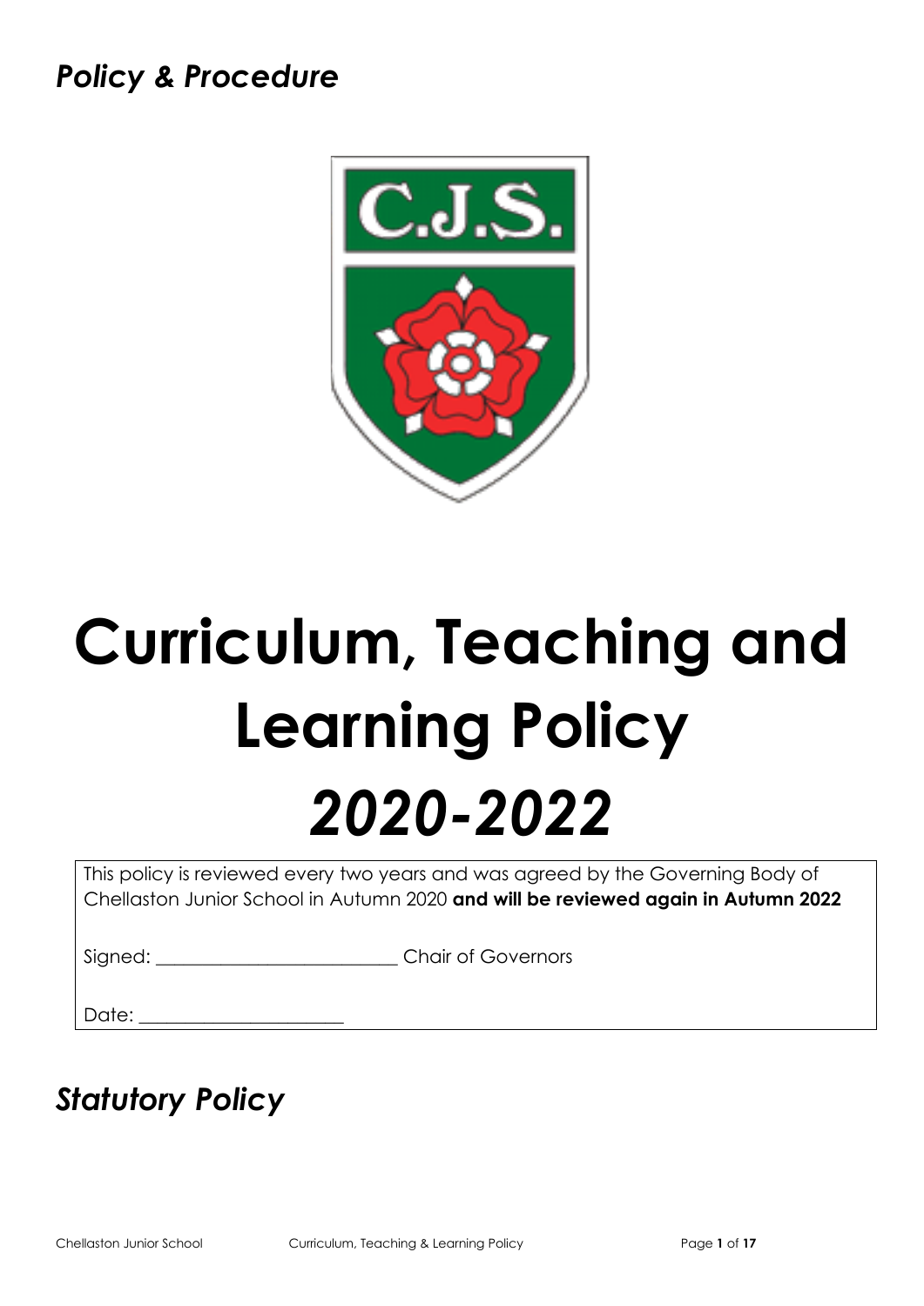*Policy & Procedure*

# Curriculum, Teaching and Learning Policy

# *2020-2022*

This policy is reviewed every two years and was agreed by the Governing Body of Chellaston Junior School in Autumn 2020 **and will be reviewed again in Autumn 2022**

Signed: ________________________ Chair of Governors

Date: ____________________

## *Statutory Policy*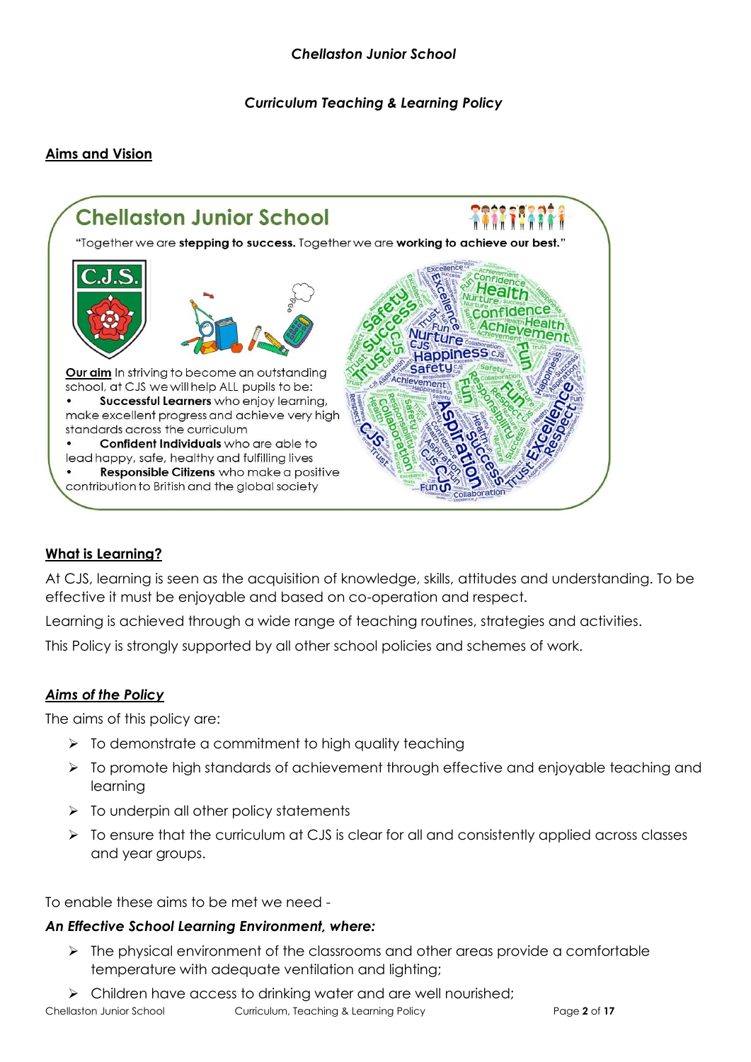*Chellaston Junior School*

*Curriculum Teaching & Learning Policy*

## Aims and Vision

**Chellaston Junior School**

"Together we are **stepping to success.** Together we are **working to achieve our best.**"

**Our aim** In striving to become an outstanding school, at CJS we will help ALL pupils to be:

- **Successful Learners** who enjoy learning, make excellent progress and achieve very high standards across the curriculum
- **Confident Individuals** who are able to lead happy, safe, healthy and fulfilling lives
- **Responsible Citizens** who make a positive contribution to British and the global society

## What is Learning?

At CJS, learning is seen as the acquisition of knowledge, skills, attitudes and understanding. To be effective it must be enjoyable and based on co-operation and respect.

Learning is achieved through a wide range of teaching routines, strategies and activities.

This Policy is strongly supported by all other school policies and schemes of work.

### *Aims of the Policy*

The aims of this policy are:

- To demonstrate a commitment to high quality teaching
- To promote high standards of achievement through effective and enjoyable teaching and learning
- To underpin all other policy statements
- To ensure that the curriculum at CJS is clear for all and consistently applied across classes and year groups.

To enable these aims to be met we need -

***An Effective School Learning Environment, where:***

- The physical environment of the classrooms and other areas provide a comfortable temperature with adequate ventilation and lighting;
- Children have access to drinking water and are well nourished;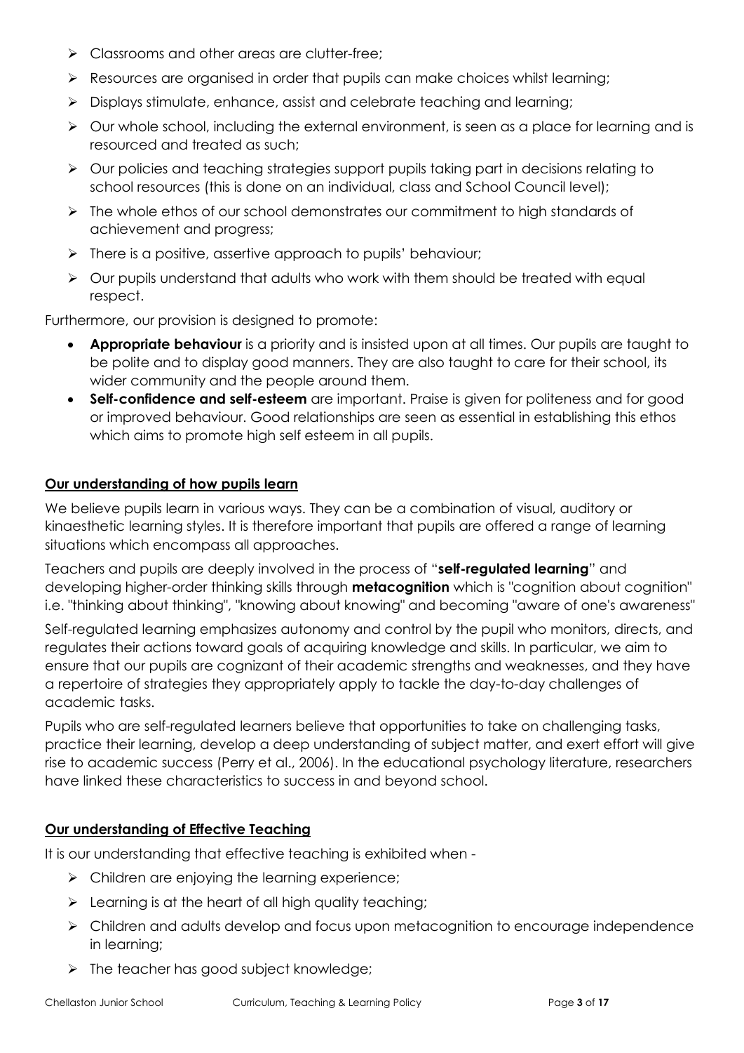- Classrooms and other areas are clutter-free;
- Resources are organised in order that pupils can make choices whilst learning;
- Displays stimulate, enhance, assist and celebrate teaching and learning;
- Our whole school, including the external environment, is seen as a place for learning and is resourced and treated as such;
- Our policies and teaching strategies support pupils taking part in decisions relating to school resources (this is done on an individual, class and School Council level);
- The whole ethos of our school demonstrates our commitment to high standards of achievement and progress;
- There is a positive, assertive approach to pupils' behaviour;
- Our pupils understand that adults who work with them should be treated with equal respect.

Furthermore, our provision is designed to promote:

- **Appropriate behaviour** is a priority and is insisted upon at all times. Our pupils are taught to be polite and to display good manners. They are also taught to care for their school, its wider community and the people around them.
- **Self-confidence and self-esteem** are important. Praise is given for politeness and for good or improved behaviour. Good relationships are seen as essential in establishing this ethos which aims to promote high self esteem in all pupils.

## Our understanding of how pupils learn

We believe pupils learn in various ways. They can be a combination of visual, auditory or kinaesthetic learning styles. It is therefore important that pupils are offered a range of learning situations which encompass all approaches.

Teachers and pupils are deeply involved in the process of "**self-regulated learning**" and developing higher-order thinking skills through **metacognition** which is "cognition about cognition" i.e. "thinking about thinking", "knowing about knowing" and becoming "aware of one's awareness"

Self-regulated learning emphasizes autonomy and control by the pupil who monitors, directs, and regulates their actions toward goals of acquiring knowledge and skills. In particular, we aim to ensure that our pupils are cognizant of their academic strengths and weaknesses, and they have a repertoire of strategies they appropriately apply to tackle the day-to-day challenges of academic tasks.

Pupils who are self-regulated learners believe that opportunities to take on challenging tasks, practice their learning, develop a deep understanding of subject matter, and exert effort will give rise to academic success (Perry et al., 2006). In the educational psychology literature, researchers have linked these characteristics to success in and beyond school.

## Our understanding of Effective Teaching

It is our understanding that effective teaching is exhibited when -

- Children are enjoying the learning experience;
- Learning is at the heart of all high quality teaching;
- Children and adults develop and focus upon metacognition to encourage independence in learning;
- The teacher has good subject knowledge;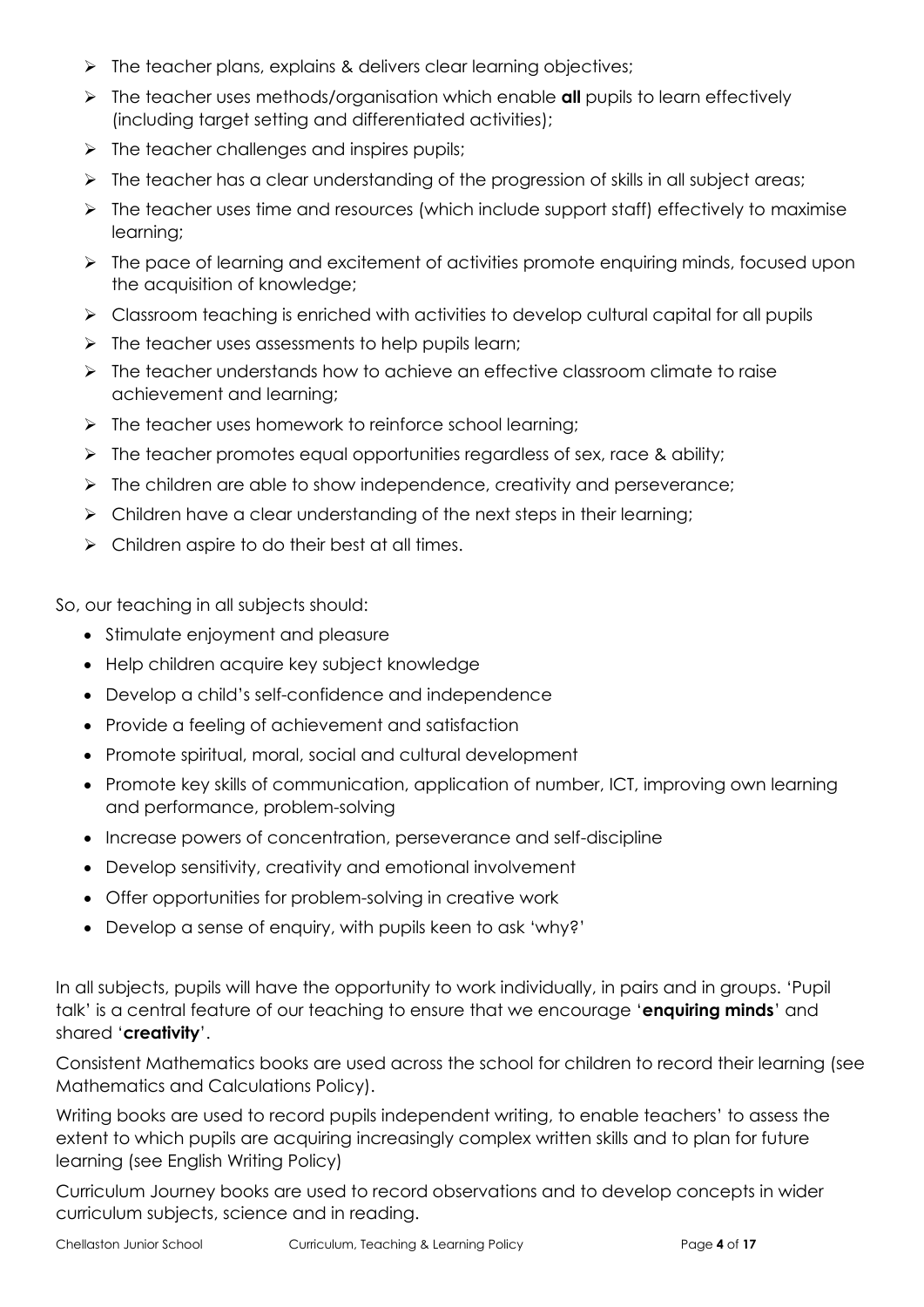- The teacher plans, explains & delivers clear learning objectives;
- The teacher uses methods/organisation which enable **all** pupils to learn effectively (including target setting and differentiated activities);
- The teacher challenges and inspires pupils;
- The teacher has a clear understanding of the progression of skills in all subject areas;
- The teacher uses time and resources (which include support staff) effectively to maximise learning;
- The pace of learning and excitement of activities promote enquiring minds, focused upon the acquisition of knowledge;
- Classroom teaching is enriched with activities to develop cultural capital for all pupils
- The teacher uses assessments to help pupils learn;
- The teacher understands how to achieve an effective classroom climate to raise achievement and learning;
- The teacher uses homework to reinforce school learning;
- The teacher promotes equal opportunities regardless of sex, race & ability;
- The children are able to show independence, creativity and perseverance;
- Children have a clear understanding of the next steps in their learning;
- Children aspire to do their best at all times.

So, our teaching in all subjects should:

- Stimulate enjoyment and pleasure
- Help children acquire key subject knowledge
- Develop a child's self-confidence and independence
- Provide a feeling of achievement and satisfaction
- Promote spiritual, moral, social and cultural development
- Promote key skills of communication, application of number, ICT, improving own learning and performance, problem-solving
- Increase powers of concentration, perseverance and self-discipline
- Develop sensitivity, creativity and emotional involvement
- Offer opportunities for problem-solving in creative work
- Develop a sense of enquiry, with pupils keen to ask 'why?'

In all subjects, pupils will have the opportunity to work individually, in pairs and in groups. 'Pupil talk' is a central feature of our teaching to ensure that we encourage '**enquiring minds**' and shared '**creativity**'.

Consistent Mathematics books are used across the school for children to record their learning (see Mathematics and Calculations Policy).

Writing books are used to record pupils independent writing, to enable teachers' to assess the extent to which pupils are acquiring increasingly complex written skills and to plan for future learning (see English Writing Policy)

Curriculum Journey books are used to record observations and to develop concepts in wider curriculum subjects, science and in reading.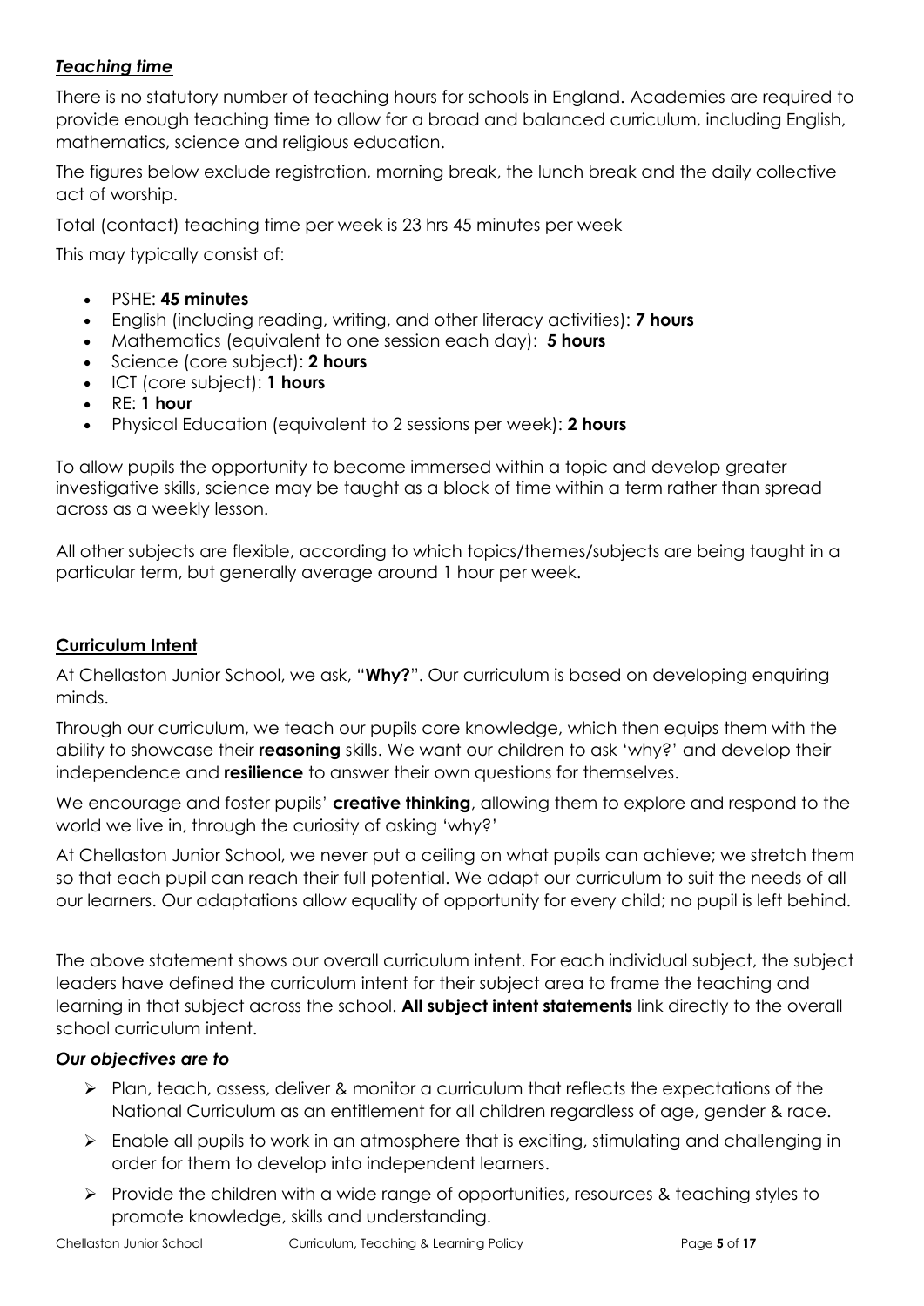***Teaching time***

There is no statutory number of teaching hours for schools in England. Academies are required to provide enough teaching time to allow for a broad and balanced curriculum, including English, mathematics, science and religious education.

The figures below exclude registration, morning break, the lunch break and the daily collective act of worship.

Total (contact) teaching time per week is 23 hrs 45 minutes per week

This may typically consist of:

- PSHE: **45 minutes**
- English (including reading, writing, and other literacy activities): **7 hours**
- Mathematics (equivalent to one session each day): **5 hours**
- Science (core subject): **2 hours**
- ICT (core subject): **1 hours**
- RE: **1 hour**
- Physical Education (equivalent to 2 sessions per week): **2 hours**

To allow pupils the opportunity to become immersed within a topic and develop greater investigative skills, science may be taught as a block of time within a term rather than spread across as a weekly lesson.

All other subjects are flexible, according to which topics/themes/subjects are being taught in a particular term, but generally average around 1 hour per week.

## Curriculum Intent

At Chellaston Junior School, we ask, "**Why?**". Our curriculum is based on developing enquiring minds.

Through our curriculum, we teach our pupils core knowledge, which then equips them with the ability to showcase their **reasoning** skills. We want our children to ask 'why?' and develop their independence and **resilience** to answer their own questions for themselves.

We encourage and foster pupils' **creative thinking**, allowing them to explore and respond to the world we live in, through the curiosity of asking 'why?'

At Chellaston Junior School, we never put a ceiling on what pupils can achieve; we stretch them so that each pupil can reach their full potential. We adapt our curriculum to suit the needs of all our learners. Our adaptations allow equality of opportunity for every child; no pupil is left behind.

The above statement shows our overall curriculum intent. For each individual subject, the subject leaders have defined the curriculum intent for their subject area to frame the teaching and learning in that subject across the school. **All subject intent statements** link directly to the overall school curriculum intent.

***Our objectives are to***

- Plan, teach, assess, deliver & monitor a curriculum that reflects the expectations of the National Curriculum as an entitlement for all children regardless of age, gender & race.
- Enable all pupils to work in an atmosphere that is exciting, stimulating and challenging in order for them to develop into independent learners.
- Provide the children with a wide range of opportunities, resources & teaching styles to promote knowledge, skills and understanding.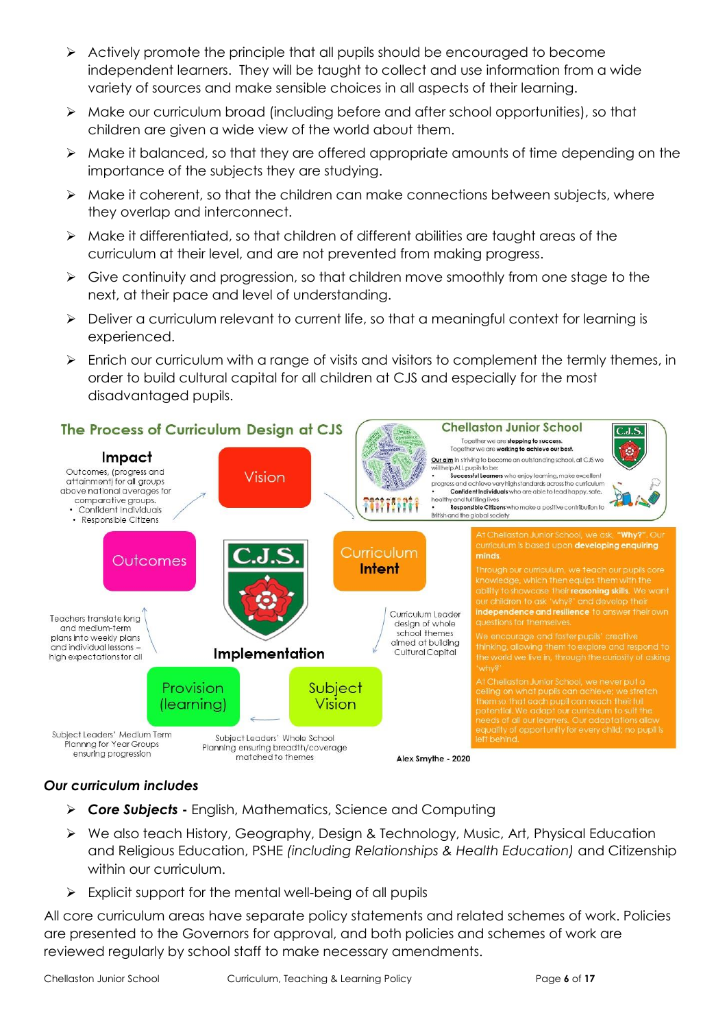- Actively promote the principle that all pupils should be encouraged to become independent learners. They will be taught to collect and use information from a wide variety of sources and make sensible choices in all aspects of their learning.
- Make our curriculum broad (including before and after school opportunities), so that children are given a wide view of the world about them.
- Make it balanced, so that they are offered appropriate amounts of time depending on the importance of the subjects they are studying.
- Make it coherent, so that the children can make connections between subjects, where they overlap and interconnect.
- Make it differentiated, so that children of different abilities are taught areas of the curriculum at their level, and are not prevented from making progress.
- Give continuity and progression, so that children move smoothly from one stage to the next, at their pace and level of understanding.
- Deliver a curriculum relevant to current life, so that a meaningful context for learning is experienced.
- Enrich our curriculum with a range of visits and visitors to complement the termly themes, in order to build cultural capital for all children at CJS and especially for the most disadvantaged pupils.

## The Process of Curriculum Design at CJS

**Impact**

Outcomes, (progress and attainment) for all groups above national averages for comparative groups.
- Confident Individuals
- Responsible Citizens

Vision

**Chellaston Junior School**

Together we are **stepping to success.** Together we are **working to achieve our best.**

Our aim in striving to become an outstanding school, at CJS we will help ALL pupils to be:
- **Successful Learners** who enjoy learning, make excellent progress and achieve very high standards across the curriculum
- **Confident Individuals** who are able to lead happy, safe, healthy and fulfilling lives
- **Responsible Citizens** who make a positive contribution to British and the global society

Outcomes

Curriculum **Intent**

At Chellaston Junior School, we ask, **"Why?"**. Our curriculum is based upon **developing enquiring minds.**

Through our curriculum, we teach our pupils core knowledge, which then equips them with the ability to showcase their **reasoning skills**. We want our children to ask 'why?' and develop their **independence and resilience** to answer their own questions for themselves.

We encourage and foster pupils' creative thinking, allowing them to explore and respond to the world we live in, through the curiosity of asking 'why?'

At Chellaston Junior School, we never put a ceiling on what pupils can achieve; we stretch them so that each pupil can reach their full potential. We adapt our curriculum to suit the needs of all our learners. Our adaptations allow equality of opportunity for every child; no pupil is left behind.

Teachers translate long and medium-term plans into weekly plans and individual lessons – high expectations for all

Curriculum Leader design of whole school themes aimed at building Cultural Capital

**Implementation**

Provision (learning)

Subject Vision

Subject Leaders' Medium Term Plannng for Year Groups ensuring progression

Subject Leaders' Whole School Planning ensuring breadth/coverage matched to themes

Alex Smythe - 2020

### *Our curriculum includes*

- ***Core Subjects -*** English, Mathematics, Science and Computing
- We also teach History, Geography, Design & Technology, Music, Art, Physical Education and Religious Education, PSHE *(including Relationships & Health Education)* and Citizenship within our curriculum.
- Explicit support for the mental well-being of all pupils

All core curriculum areas have separate policy statements and related schemes of work. Policies are presented to the Governors for approval, and both policies and schemes of work are reviewed regularly by school staff to make necessary amendments.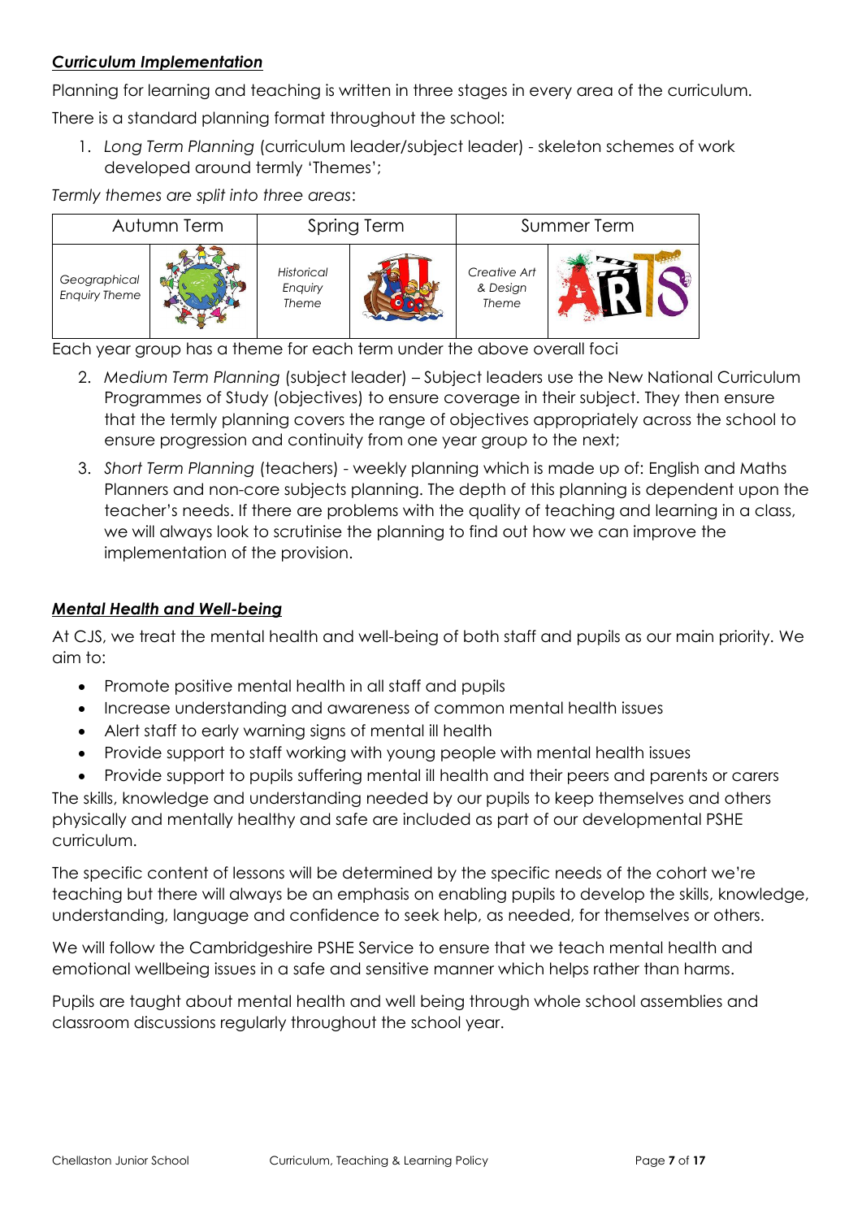**_Curriculum Implementation_**

Planning for learning and teaching is written in three stages in every area of the curriculum.

There is a standard planning format throughout the school:

1. *Long Term Planning* (curriculum leader/subject leader) - skeleton schemes of work developed around termly 'Themes';

*Termly themes are split into three areas*:

| Autumn Term | | Spring Term | | Summer Term | |
|---|---|---|---|---|---|
| *Geographical Enquiry Theme* | | *Historical Enquiry Theme* | | *Creative Art & Design Theme* | |

Each year group has a theme for each term under the above overall foci

2. *Medium Term Planning* (subject leader) – Subject leaders use the New National Curriculum Programmes of Study (objectives) to ensure coverage in their subject. They then ensure that the termly planning covers the range of objectives appropriately across the school to ensure progression and continuity from one year group to the next;
3. *Short Term Planning* (teachers) - weekly planning which is made up of: English and Maths Planners and non-core subjects planning. The depth of this planning is dependent upon the teacher's needs. If there are problems with the quality of teaching and learning in a class, we will always look to scrutinise the planning to find out how we can improve the implementation of the provision.

**_Mental Health and Well-being_**

At CJS, we treat the mental health and well-being of both staff and pupils as our main priority. We aim to:

- Promote positive mental health in all staff and pupils
- Increase understanding and awareness of common mental health issues
- Alert staff to early warning signs of mental ill health
- Provide support to staff working with young people with mental health issues
- Provide support to pupils suffering mental ill health and their peers and parents or carers

The skills, knowledge and understanding needed by our pupils to keep themselves and others physically and mentally healthy and safe are included as part of our developmental PSHE curriculum.

The specific content of lessons will be determined by the specific needs of the cohort we're teaching but there will always be an emphasis on enabling pupils to develop the skills, knowledge, understanding, language and confidence to seek help, as needed, for themselves or others.

We will follow the Cambridgeshire PSHE Service to ensure that we teach mental health and emotional wellbeing issues in a safe and sensitive manner which helps rather than harms.

Pupils are taught about mental health and well being through whole school assemblies and classroom discussions regularly throughout the school year.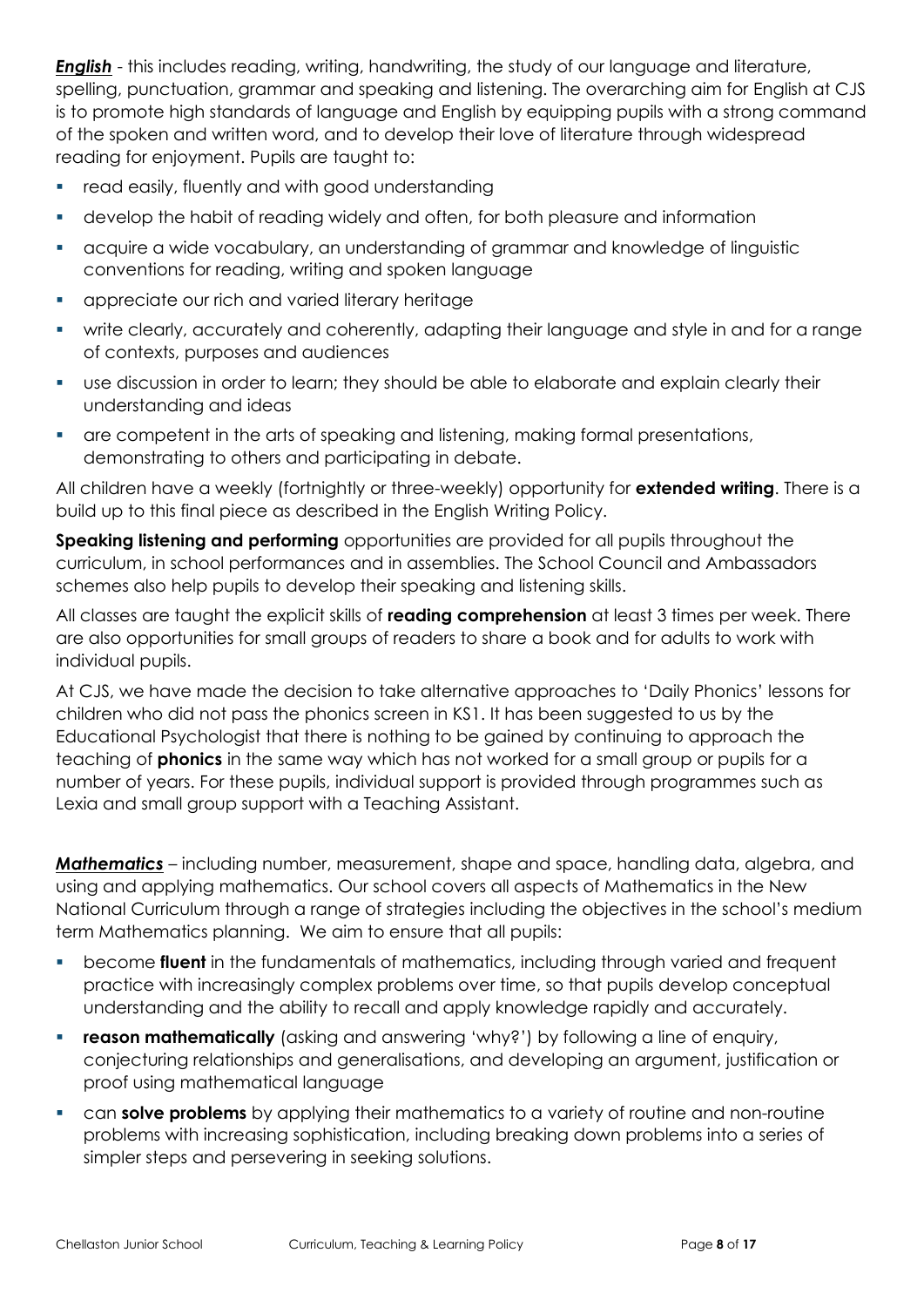***English*** - this includes reading, writing, handwriting, the study of our language and literature, spelling, punctuation, grammar and speaking and listening. The overarching aim for English at CJS is to promote high standards of language and English by equipping pupils with a strong command of the spoken and written word, and to develop their love of literature through widespread reading for enjoyment. Pupils are taught to:

- read easily, fluently and with good understanding
- develop the habit of reading widely and often, for both pleasure and information
- acquire a wide vocabulary, an understanding of grammar and knowledge of linguistic conventions for reading, writing and spoken language
- appreciate our rich and varied literary heritage
- write clearly, accurately and coherently, adapting their language and style in and for a range of contexts, purposes and audiences
- use discussion in order to learn; they should be able to elaborate and explain clearly their understanding and ideas
- are competent in the arts of speaking and listening, making formal presentations, demonstrating to others and participating in debate.

All children have a weekly (fortnightly or three-weekly) opportunity for **extended writing**. There is a build up to this final piece as described in the English Writing Policy.

**Speaking listening and performing** opportunities are provided for all pupils throughout the curriculum, in school performances and in assemblies. The School Council and Ambassadors schemes also help pupils to develop their speaking and listening skills.

All classes are taught the explicit skills of **reading comprehension** at least 3 times per week. There are also opportunities for small groups of readers to share a book and for adults to work with individual pupils.

At CJS, we have made the decision to take alternative approaches to 'Daily Phonics' lessons for children who did not pass the phonics screen in KS1. It has been suggested to us by the Educational Psychologist that there is nothing to be gained by continuing to approach the teaching of **phonics** in the same way which has not worked for a small group or pupils for a number of years. For these pupils, individual support is provided through programmes such as Lexia and small group support with a Teaching Assistant.

***Mathematics*** – including number, measurement, shape and space, handling data, algebra, and using and applying mathematics. Our school covers all aspects of Mathematics in the New National Curriculum through a range of strategies including the objectives in the school's medium term Mathematics planning. We aim to ensure that all pupils:

- become **fluent** in the fundamentals of mathematics, including through varied and frequent practice with increasingly complex problems over time, so that pupils develop conceptual understanding and the ability to recall and apply knowledge rapidly and accurately.
- **reason mathematically** (asking and answering 'why?') by following a line of enquiry, conjecturing relationships and generalisations, and developing an argument, justification or proof using mathematical language
- can **solve problems** by applying their mathematics to a variety of routine and non-routine problems with increasing sophistication, including breaking down problems into a series of simpler steps and persevering in seeking solutions.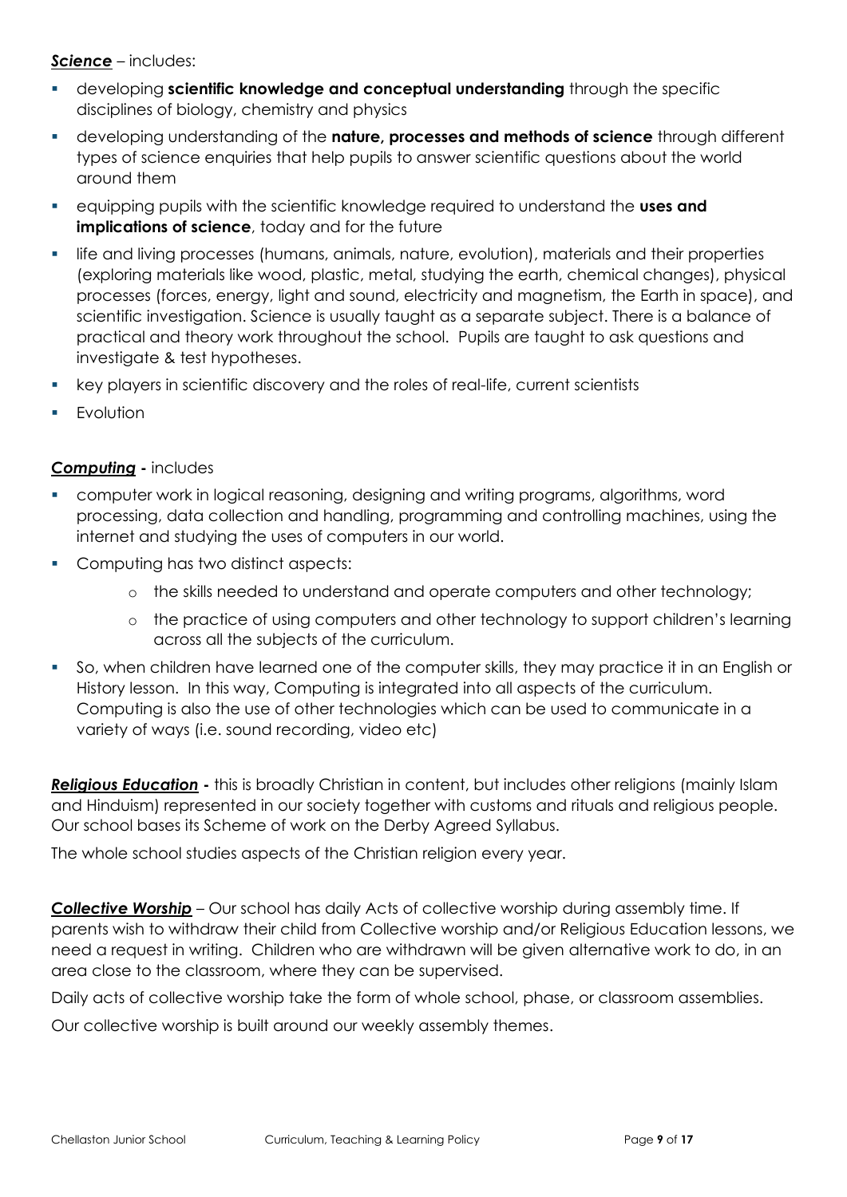***Science*** – includes:

- developing **scientific knowledge and conceptual understanding** through the specific disciplines of biology, chemistry and physics
- developing understanding of the **nature, processes and methods of science** through different types of science enquiries that help pupils to answer scientific questions about the world around them
- equipping pupils with the scientific knowledge required to understand the **uses and implications of science**, today and for the future
- life and living processes (humans, animals, nature, evolution), materials and their properties (exploring materials like wood, plastic, metal, studying the earth, chemical changes), physical processes (forces, energy, light and sound, electricity and magnetism, the Earth in space), and scientific investigation. Science is usually taught as a separate subject. There is a balance of practical and theory work throughout the school. Pupils are taught to ask questions and investigate & test hypotheses.
- key players in scientific discovery and the roles of real-life, current scientists
- Evolution

***Computing*** **-** includes

- computer work in logical reasoning, designing and writing programs, algorithms, word processing, data collection and handling, programming and controlling machines, using the internet and studying the uses of computers in our world.
- Computing has two distinct aspects:
  - the skills needed to understand and operate computers and other technology;
  - the practice of using computers and other technology to support children's learning across all the subjects of the curriculum.
- So, when children have learned one of the computer skills, they may practice it in an English or History lesson. In this way, Computing is integrated into all aspects of the curriculum. Computing is also the use of other technologies which can be used to communicate in a variety of ways (i.e. sound recording, video etc)

***Religious Education*** **-** this is broadly Christian in content, but includes other religions (mainly Islam and Hinduism) represented in our society together with customs and rituals and religious people. Our school bases its Scheme of work on the Derby Agreed Syllabus.

The whole school studies aspects of the Christian religion every year.

***Collective Worship*** – Our school has daily Acts of collective worship during assembly time. If parents wish to withdraw their child from Collective worship and/or Religious Education lessons, we need a request in writing. Children who are withdrawn will be given alternative work to do, in an area close to the classroom, where they can be supervised.

Daily acts of collective worship take the form of whole school, phase, or classroom assemblies.

Our collective worship is built around our weekly assembly themes.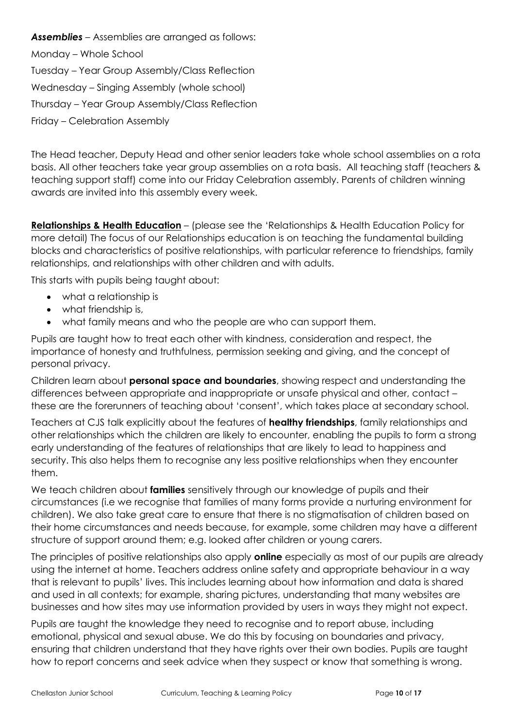***Assemblies*** – Assemblies are arranged as follows:

Monday – Whole School

Tuesday – Year Group Assembly/Class Reflection

Wednesday – Singing Assembly (whole school)

Thursday – Year Group Assembly/Class Reflection

Friday – Celebration Assembly

The Head teacher, Deputy Head and other senior leaders take whole school assemblies on a rota basis. All other teachers take year group assemblies on a rota basis. All teaching staff (teachers & teaching support staff) come into our Friday Celebration assembly. Parents of children winning awards are invited into this assembly every week.

**Relationships & Health Education** – (please see the 'Relationships & Health Education Policy for more detail) The focus of our Relationships education is on teaching the fundamental building blocks and characteristics of positive relationships, with particular reference to friendships, family relationships, and relationships with other children and with adults.

This starts with pupils being taught about:

- what a relationship is
- what friendship is,
- what family means and who the people are who can support them.

Pupils are taught how to treat each other with kindness, consideration and respect, the importance of honesty and truthfulness, permission seeking and giving, and the concept of personal privacy.

Children learn about **personal space and boundaries**, showing respect and understanding the differences between appropriate and inappropriate or unsafe physical and other, contact – these are the forerunners of teaching about 'consent', which takes place at secondary school.

Teachers at CJS talk explicitly about the features of **healthy friendships**, family relationships and other relationships which the children are likely to encounter, enabling the pupils to form a strong early understanding of the features of relationships that are likely to lead to happiness and security. This also helps them to recognise any less positive relationships when they encounter them.

We teach children about **families** sensitively through our knowledge of pupils and their circumstances (i.e we recognise that families of many forms provide a nurturing environment for children). We also take great care to ensure that there is no stigmatisation of children based on their home circumstances and needs because, for example, some children may have a different structure of support around them; e.g. looked after children or young carers.

The principles of positive relationships also apply **online** especially as most of our pupils are already using the internet at home. Teachers address online safety and appropriate behaviour in a way that is relevant to pupils' lives. This includes learning about how information and data is shared and used in all contexts; for example, sharing pictures, understanding that many websites are businesses and how sites may use information provided by users in ways they might not expect.

Pupils are taught the knowledge they need to recognise and to report abuse, including emotional, physical and sexual abuse. We do this by focusing on boundaries and privacy, ensuring that children understand that they have rights over their own bodies. Pupils are taught how to report concerns and seek advice when they suspect or know that something is wrong.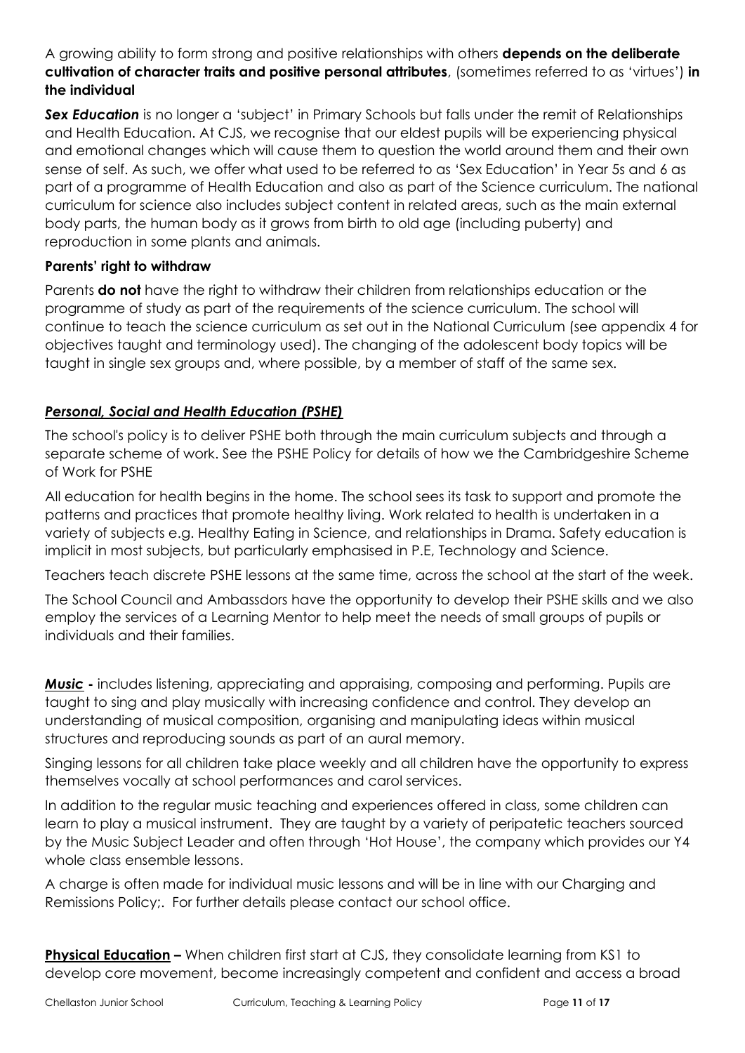A growing ability to form strong and positive relationships with others **depends on the deliberate cultivation of character traits and positive personal attributes**, (sometimes referred to as 'virtues') **in the individual**

***Sex Education*** is no longer a 'subject' in Primary Schools but falls under the remit of Relationships and Health Education. At CJS, we recognise that our eldest pupils will be experiencing physical and emotional changes which will cause them to question the world around them and their own sense of self. As such, we offer what used to be referred to as 'Sex Education' in Year 5s and 6 as part of a programme of Health Education and also as part of the Science curriculum. The national curriculum for science also includes subject content in related areas, such as the main external body parts, the human body as it grows from birth to old age (including puberty) and reproduction in some plants and animals.

**Parents' right to withdraw**

Parents **do not** have the right to withdraw their children from relationships education or the programme of study as part of the requirements of the science curriculum. The school will continue to teach the science curriculum as set out in the National Curriculum (see appendix 4 for objectives taught and terminology used). The changing of the adolescent body topics will be taught in single sex groups and, where possible, by a member of staff of the same sex.

***Personal, Social and Health Education (PSHE)***

The school's policy is to deliver PSHE both through the main curriculum subjects and through a separate scheme of work. See the PSHE Policy for details of how we the Cambridgeshire Scheme of Work for PSHE

All education for health begins in the home. The school sees its task to support and promote the patterns and practices that promote healthy living. Work related to health is undertaken in a variety of subjects e.g. Healthy Eating in Science, and relationships in Drama. Safety education is implicit in most subjects, but particularly emphasised in P.E, Technology and Science.

Teachers teach discrete PSHE lessons at the same time, across the school at the start of the week.

The School Council and Ambassdors have the opportunity to develop their PSHE skills and we also employ the services of a Learning Mentor to help meet the needs of small groups of pupils or individuals and their families.

***Music*** **-** includes listening, appreciating and appraising, composing and performing. Pupils are taught to sing and play musically with increasing confidence and control. They develop an understanding of musical composition, organising and manipulating ideas within musical structures and reproducing sounds as part of an aural memory.

Singing lessons for all children take place weekly and all children have the opportunity to express themselves vocally at school performances and carol services.

In addition to the regular music teaching and experiences offered in class, some children can learn to play a musical instrument. They are taught by a variety of peripatetic teachers sourced by the Music Subject Leader and often through 'Hot House', the company which provides our Y4 whole class ensemble lessons.

A charge is often made for individual music lessons and will be in line with our Charging and Remissions Policy;. For further details please contact our school office.

**Physical Education –** When children first start at CJS, they consolidate learning from KS1 to develop core movement, become increasingly competent and confident and access a broad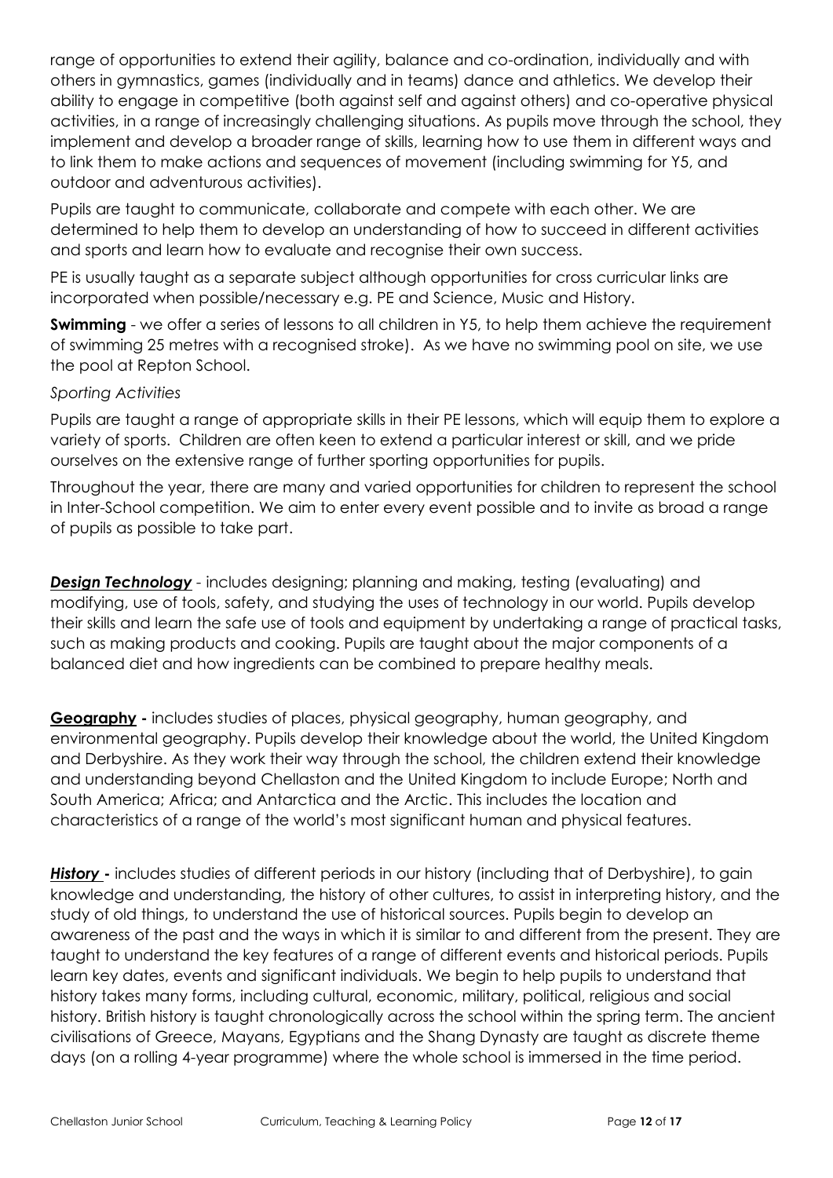range of opportunities to extend their agility, balance and co-ordination, individually and with others in gymnastics, games (individually and in teams) dance and athletics. We develop their ability to engage in competitive (both against self and against others) and co-operative physical activities, in a range of increasingly challenging situations. As pupils move through the school, they implement and develop a broader range of skills, learning how to use them in different ways and to link them to make actions and sequences of movement (including swimming for Y5, and outdoor and adventurous activities).

Pupils are taught to communicate, collaborate and compete with each other. We are determined to help them to develop an understanding of how to succeed in different activities and sports and learn how to evaluate and recognise their own success.

PE is usually taught as a separate subject although opportunities for cross curricular links are incorporated when possible/necessary e.g. PE and Science, Music and History.

**Swimming** - we offer a series of lessons to all children in Y5, to help them achieve the requirement of swimming 25 metres with a recognised stroke). As we have no swimming pool on site, we use the pool at Repton School.

*Sporting Activities*

Pupils are taught a range of appropriate skills in their PE lessons, which will equip them to explore a variety of sports. Children are often keen to extend a particular interest or skill, and we pride ourselves on the extensive range of further sporting opportunities for pupils.

Throughout the year, there are many and varied opportunities for children to represent the school in Inter-School competition. We aim to enter every event possible and to invite as broad a range of pupils as possible to take part.

***Design Technology*** - includes designing; planning and making, testing (evaluating) and modifying, use of tools, safety, and studying the uses of technology in our world. Pupils develop their skills and learn the safe use of tools and equipment by undertaking a range of practical tasks, such as making products and cooking. Pupils are taught about the major components of a balanced diet and how ingredients can be combined to prepare healthy meals.

**Geography -** includes studies of places, physical geography, human geography, and environmental geography. Pupils develop their knowledge about the world, the United Kingdom and Derbyshire. As they work their way through the school, the children extend their knowledge and understanding beyond Chellaston and the United Kingdom to include Europe; North and South America; Africa; and Antarctica and the Arctic. This includes the location and characteristics of a range of the world's most significant human and physical features.

***History*** **-** includes studies of different periods in our history (including that of Derbyshire), to gain knowledge and understanding, the history of other cultures, to assist in interpreting history, and the study of old things, to understand the use of historical sources. Pupils begin to develop an awareness of the past and the ways in which it is similar to and different from the present. They are taught to understand the key features of a range of different events and historical periods. Pupils learn key dates, events and significant individuals. We begin to help pupils to understand that history takes many forms, including cultural, economic, military, political, religious and social history. British history is taught chronologically across the school within the spring term. The ancient civilisations of Greece, Mayans, Egyptians and the Shang Dynasty are taught as discrete theme days (on a rolling 4-year programme) where the whole school is immersed in the time period.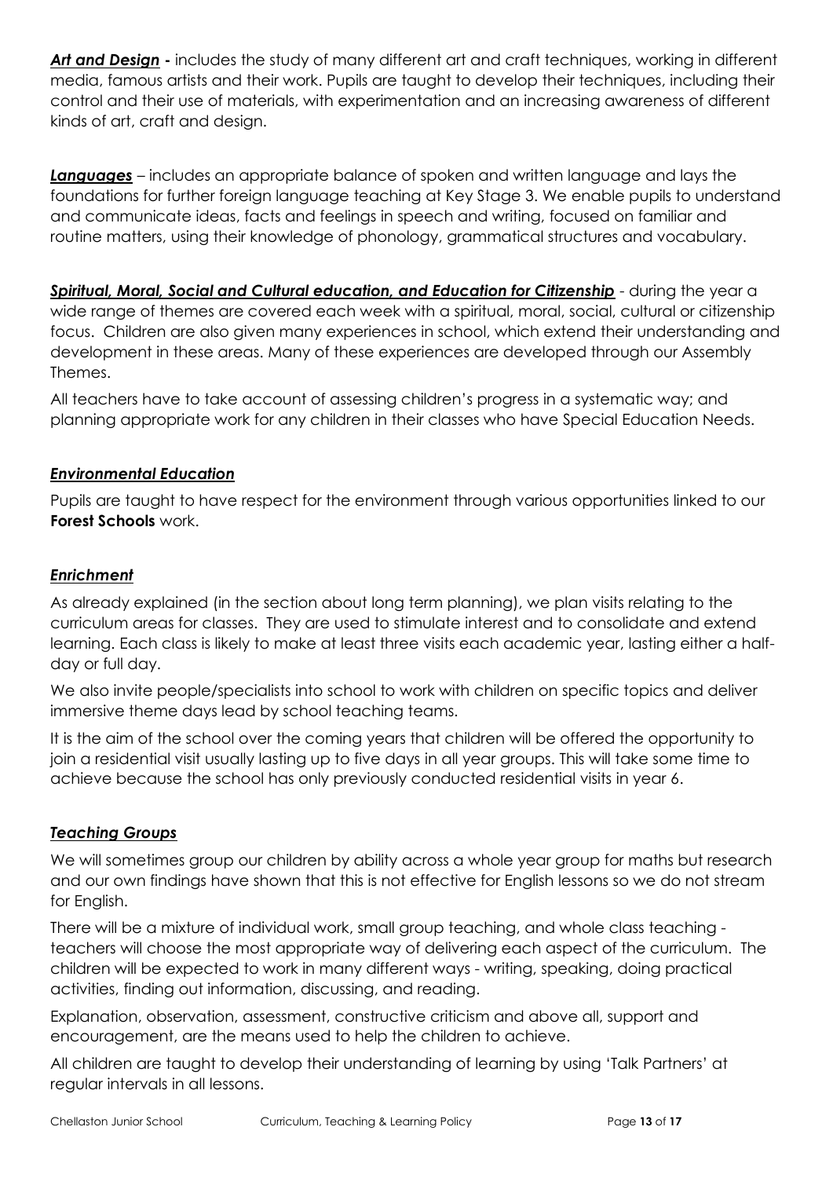***Art and Design*** **-** includes the study of many different art and craft techniques, working in different media, famous artists and their work. Pupils are taught to develop their techniques, including their control and their use of materials, with experimentation and an increasing awareness of different kinds of art, craft and design.

***Languages*** – includes an appropriate balance of spoken and written language and lays the foundations for further foreign language teaching at Key Stage 3. We enable pupils to understand and communicate ideas, facts and feelings in speech and writing, focused on familiar and routine matters, using their knowledge of phonology, grammatical structures and vocabulary.

***Spiritual, Moral, Social and Cultural education, and Education for Citizenship*** - during the year a wide range of themes are covered each week with a spiritual, moral, social, cultural or citizenship focus. Children are also given many experiences in school, which extend their understanding and development in these areas. Many of these experiences are developed through our Assembly Themes.

All teachers have to take account of assessing children's progress in a systematic way; and planning appropriate work for any children in their classes who have Special Education Needs.

### *Environmental Education*

Pupils are taught to have respect for the environment through various opportunities linked to our **Forest Schools** work.

### *Enrichment*

As already explained (in the section about long term planning), we plan visits relating to the curriculum areas for classes. They are used to stimulate interest and to consolidate and extend learning. Each class is likely to make at least three visits each academic year, lasting either a half-day or full day.

We also invite people/specialists into school to work with children on specific topics and deliver immersive theme days lead by school teaching teams.

It is the aim of the school over the coming years that children will be offered the opportunity to join a residential visit usually lasting up to five days in all year groups. This will take some time to achieve because the school has only previously conducted residential visits in year 6.

### *Teaching Groups*

We will sometimes group our children by ability across a whole year group for maths but research and our own findings have shown that this is not effective for English lessons so we do not stream for English.

There will be a mixture of individual work, small group teaching, and whole class teaching - teachers will choose the most appropriate way of delivering each aspect of the curriculum. The children will be expected to work in many different ways - writing, speaking, doing practical activities, finding out information, discussing, and reading.

Explanation, observation, assessment, constructive criticism and above all, support and encouragement, are the means used to help the children to achieve.

All children are taught to develop their understanding of learning by using 'Talk Partners' at regular intervals in all lessons.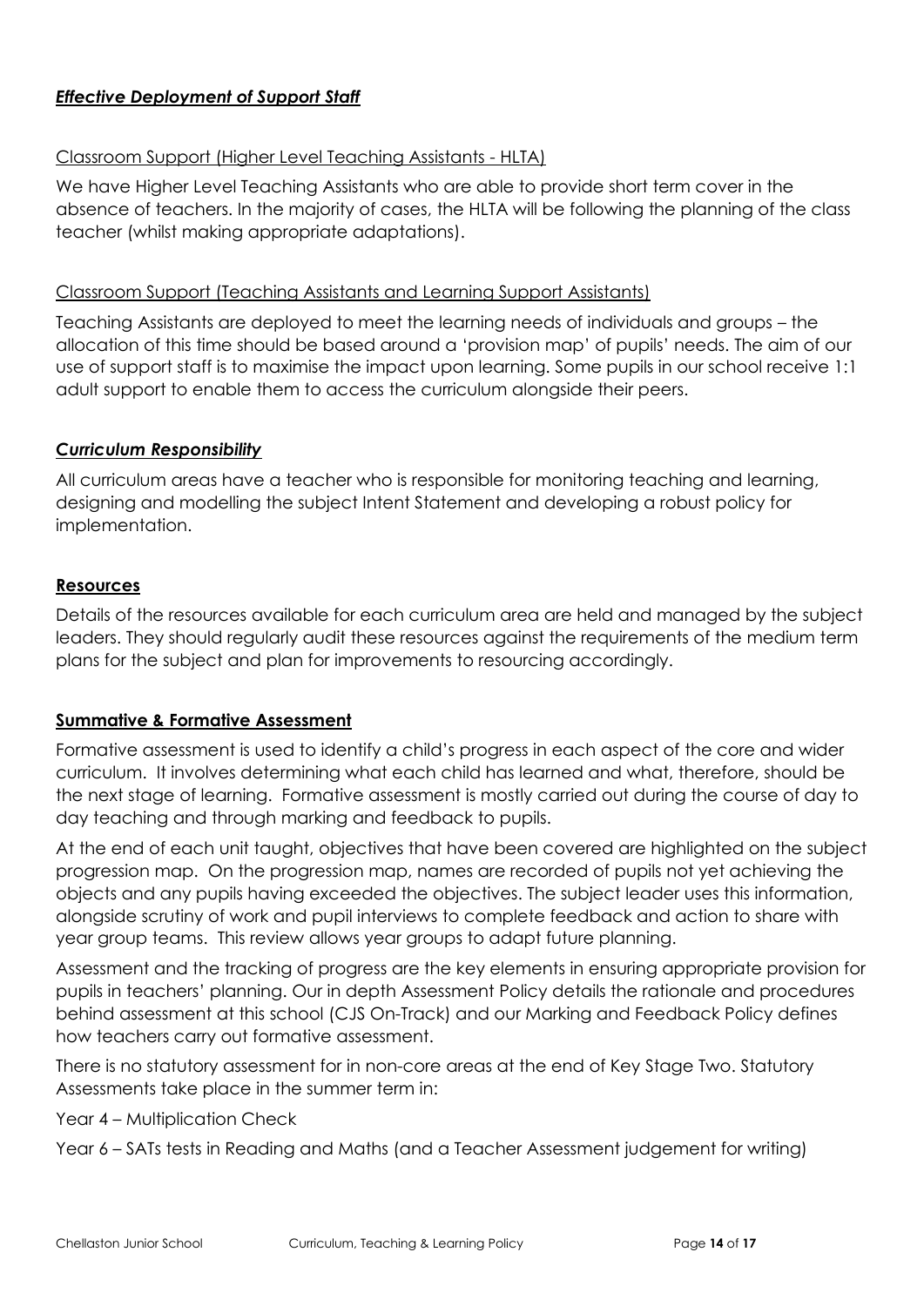***Effective Deployment of Support Staff***

Classroom Support (Higher Level Teaching Assistants - HLTA)

We have Higher Level Teaching Assistants who are able to provide short term cover in the absence of teachers. In the majority of cases, the HLTA will be following the planning of the class teacher (whilst making appropriate adaptations).

Classroom Support (Teaching Assistants and Learning Support Assistants)

Teaching Assistants are deployed to meet the learning needs of individuals and groups – the allocation of this time should be based around a 'provision map' of pupils' needs. The aim of our use of support staff is to maximise the impact upon learning. Some pupils in our school receive 1:1 adult support to enable them to access the curriculum alongside their peers.

***Curriculum Responsibility***

All curriculum areas have a teacher who is responsible for monitoring teaching and learning, designing and modelling the subject Intent Statement and developing a robust policy for implementation.

**Resources**

Details of the resources available for each curriculum area are held and managed by the subject leaders. They should regularly audit these resources against the requirements of the medium term plans for the subject and plan for improvements to resourcing accordingly.

**Summative & Formative Assessment**

Formative assessment is used to identify a child's progress in each aspect of the core and wider curriculum. It involves determining what each child has learned and what, therefore, should be the next stage of learning. Formative assessment is mostly carried out during the course of day to day teaching and through marking and feedback to pupils.

At the end of each unit taught, objectives that have been covered are highlighted on the subject progression map. On the progression map, names are recorded of pupils not yet achieving the objects and any pupils having exceeded the objectives. The subject leader uses this information, alongside scrutiny of work and pupil interviews to complete feedback and action to share with year group teams. This review allows year groups to adapt future planning.

Assessment and the tracking of progress are the key elements in ensuring appropriate provision for pupils in teachers' planning. Our in depth Assessment Policy details the rationale and procedures behind assessment at this school (CJS On-Track) and our Marking and Feedback Policy defines how teachers carry out formative assessment.

There is no statutory assessment for in non-core areas at the end of Key Stage Two. Statutory Assessments take place in the summer term in:

Year 4 – Multiplication Check

Year 6 – SATs tests in Reading and Maths (and a Teacher Assessment judgement for writing)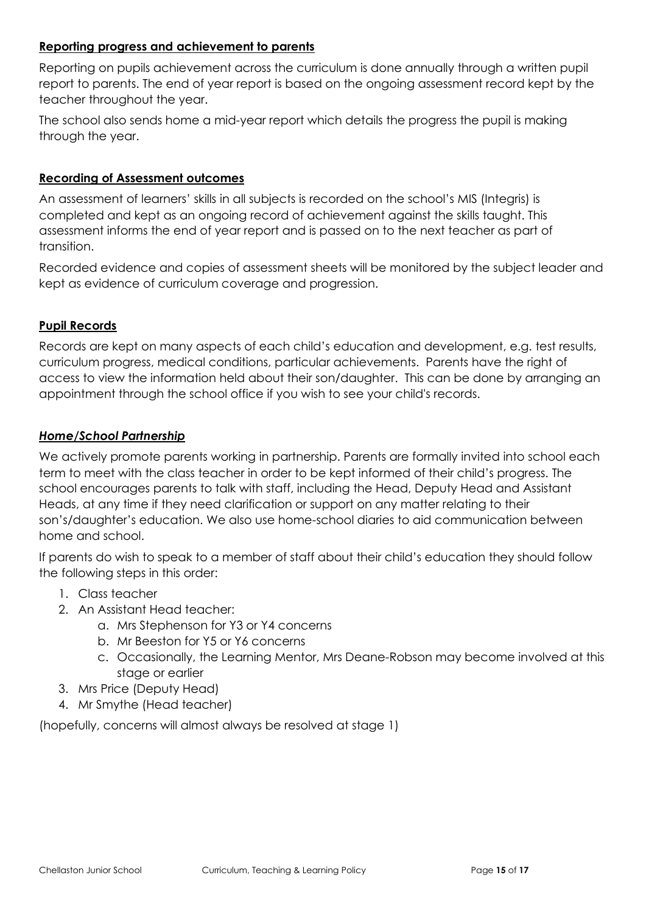## Reporting progress and achievement to parents

Reporting on pupils achievement across the curriculum is done annually through a written pupil report to parents. The end of year report is based on the ongoing assessment record kept by the teacher throughout the year.

The school also sends home a mid-year report which details the progress the pupil is making through the year.

## Recording of Assessment outcomes

An assessment of learners' skills in all subjects is recorded on the school's MIS (Integris) is completed and kept as an ongoing record of achievement against the skills taught. This assessment informs the end of year report and is passed on to the next teacher as part of transition.

Recorded evidence and copies of assessment sheets will be monitored by the subject leader and kept as evidence of curriculum coverage and progression.

## Pupil Records

Records are kept on many aspects of each child's education and development, e.g. test results, curriculum progress, medical conditions, particular achievements. Parents have the right of access to view the information held about their son/daughter. This can be done by arranging an appointment through the school office if you wish to see your child's records.

## *Home/School Partnership*

We actively promote parents working in partnership. Parents are formally invited into school each term to meet with the class teacher in order to be kept informed of their child's progress. The school encourages parents to talk with staff, including the Head, Deputy Head and Assistant Heads, at any time if they need clarification or support on any matter relating to their son's/daughter's education. We also use home-school diaries to aid communication between home and school.

If parents do wish to speak to a member of staff about their child's education they should follow the following steps in this order:

1. Class teacher
2. An Assistant Head teacher:
   a. Mrs Stephenson for Y3 or Y4 concerns
   b. Mr Beeston for Y5 or Y6 concerns
   c. Occasionally, the Learning Mentor, Mrs Deane-Robson may become involved at this stage or earlier
3. Mrs Price (Deputy Head)
4. Mr Smythe (Head teacher)

(hopefully, concerns will almost always be resolved at stage 1)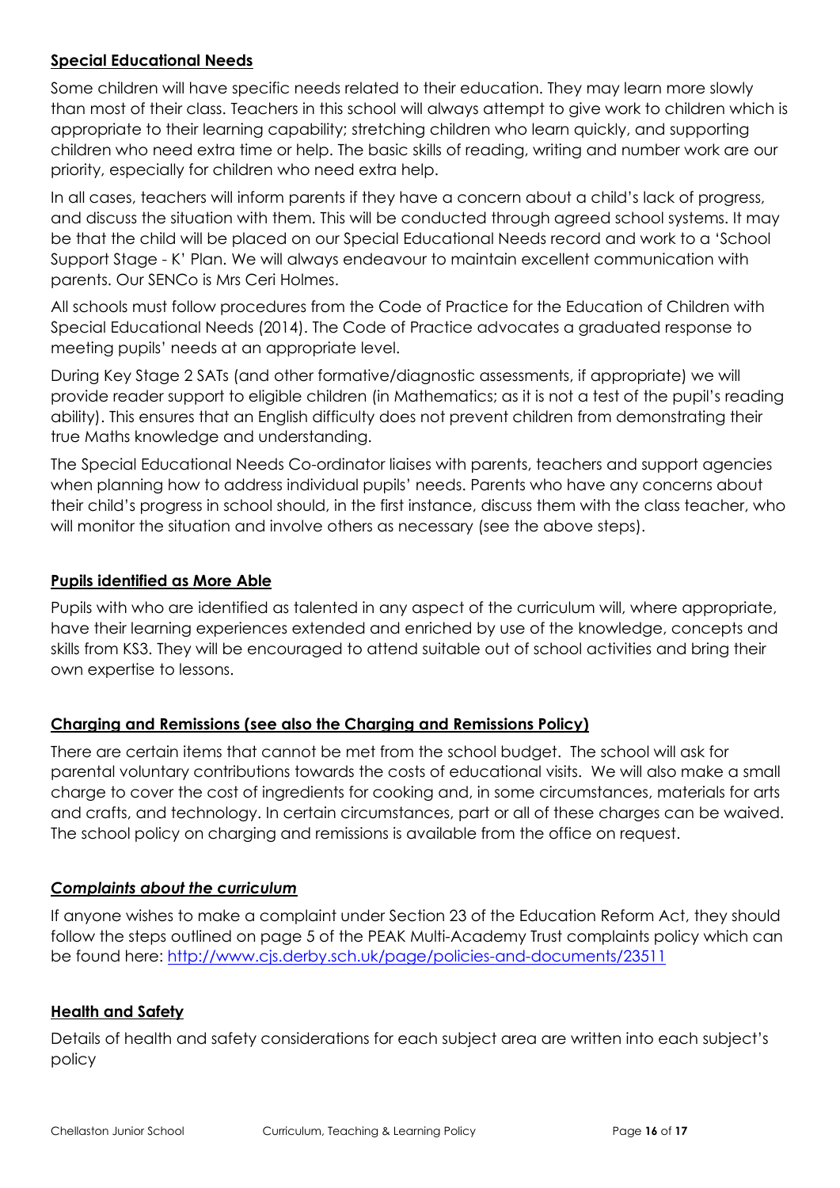## **Special Educational Needs**

Some children will have specific needs related to their education. They may learn more slowly than most of their class. Teachers in this school will always attempt to give work to children which is appropriate to their learning capability; stretching children who learn quickly, and supporting children who need extra time or help. The basic skills of reading, writing and number work are our priority, especially for children who need extra help.

In all cases, teachers will inform parents if they have a concern about a child's lack of progress, and discuss the situation with them. This will be conducted through agreed school systems. It may be that the child will be placed on our Special Educational Needs record and work to a 'School Support Stage - K' Plan. We will always endeavour to maintain excellent communication with parents. Our SENCo is Mrs Ceri Holmes.

All schools must follow procedures from the Code of Practice for the Education of Children with Special Educational Needs (2014). The Code of Practice advocates a graduated response to meeting pupils' needs at an appropriate level.

During Key Stage 2 SATs (and other formative/diagnostic assessments, if appropriate) we will provide reader support to eligible children (in Mathematics; as it is not a test of the pupil's reading ability). This ensures that an English difficulty does not prevent children from demonstrating their true Maths knowledge and understanding.

The Special Educational Needs Co-ordinator liaises with parents, teachers and support agencies when planning how to address individual pupils' needs. Parents who have any concerns about their child's progress in school should, in the first instance, discuss them with the class teacher, who will monitor the situation and involve others as necessary (see the above steps).

## **Pupils identified as More Able**

Pupils with who are identified as talented in any aspect of the curriculum will, where appropriate, have their learning experiences extended and enriched by use of the knowledge, concepts and skills from KS3. They will be encouraged to attend suitable out of school activities and bring their own expertise to lessons.

## **Charging and Remissions (see also the Charging and Remissions Policy)**

There are certain items that cannot be met from the school budget. The school will ask for parental voluntary contributions towards the costs of educational visits. We will also make a small charge to cover the cost of ingredients for cooking and, in some circumstances, materials for arts and crafts, and technology. In certain circumstances, part or all of these charges can be waived. The school policy on charging and remissions is available from the office on request.

## ***Complaints about the curriculum***

If anyone wishes to make a complaint under Section 23 of the Education Reform Act, they should follow the steps outlined on page 5 of the PEAK Multi-Academy Trust complaints policy which can be found here: [http://www.cjs.derby.sch.uk/page/policies-and-documents/23511](http://www.cjs.derby.sch.uk/page/policies-and-documents/23511)

## **Health and Safety**

Details of health and safety considerations for each subject area are written into each subject's policy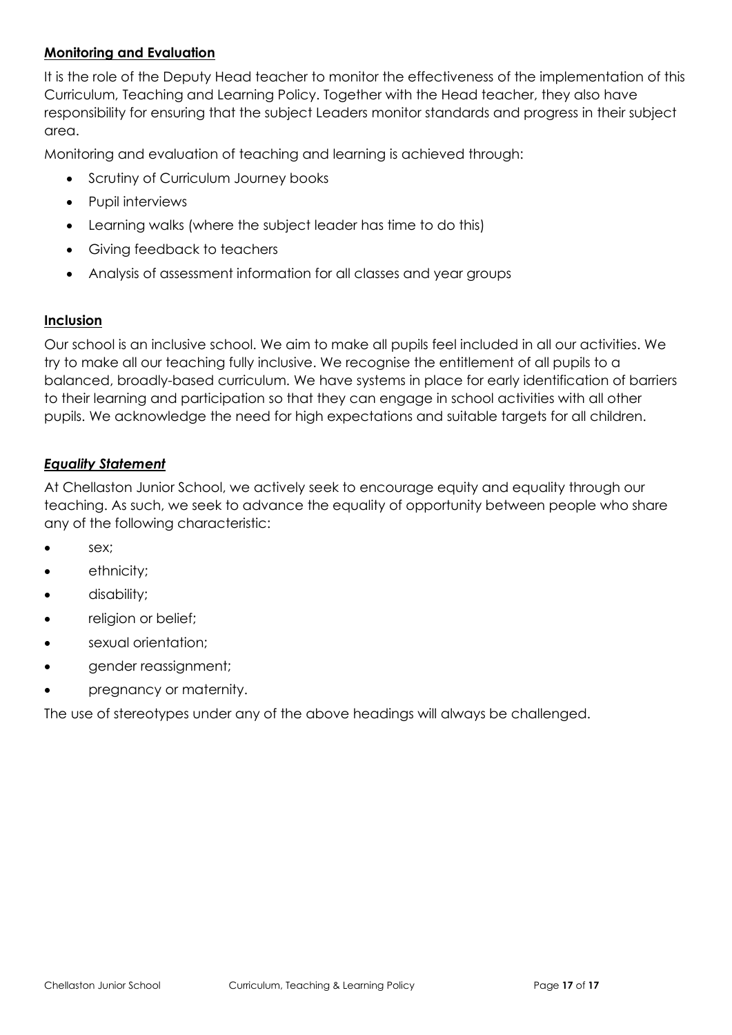## **Monitoring and Evaluation**

It is the role of the Deputy Head teacher to monitor the effectiveness of the implementation of this Curriculum, Teaching and Learning Policy. Together with the Head teacher, they also have responsibility for ensuring that the subject Leaders monitor standards and progress in their subject area.

Monitoring and evaluation of teaching and learning is achieved through:

- Scrutiny of Curriculum Journey books
- Pupil interviews
- Learning walks (where the subject leader has time to do this)
- Giving feedback to teachers
- Analysis of assessment information for all classes and year groups

## **Inclusion**

Our school is an inclusive school. We aim to make all pupils feel included in all our activities. We try to make all our teaching fully inclusive. We recognise the entitlement of all pupils to a balanced, broadly-based curriculum. We have systems in place for early identification of barriers to their learning and participation so that they can engage in school activities with all other pupils. We acknowledge the need for high expectations and suitable targets for all children.

### ***Equality Statement***

At Chellaston Junior School, we actively seek to encourage equity and equality through our teaching. As such, we seek to advance the equality of opportunity between people who share any of the following characteristic:

- sex;
- ethnicity;
- disability;
- religion or belief;
- sexual orientation;
- gender reassignment;
- pregnancy or maternity.

The use of stereotypes under any of the above headings will always be challenged.